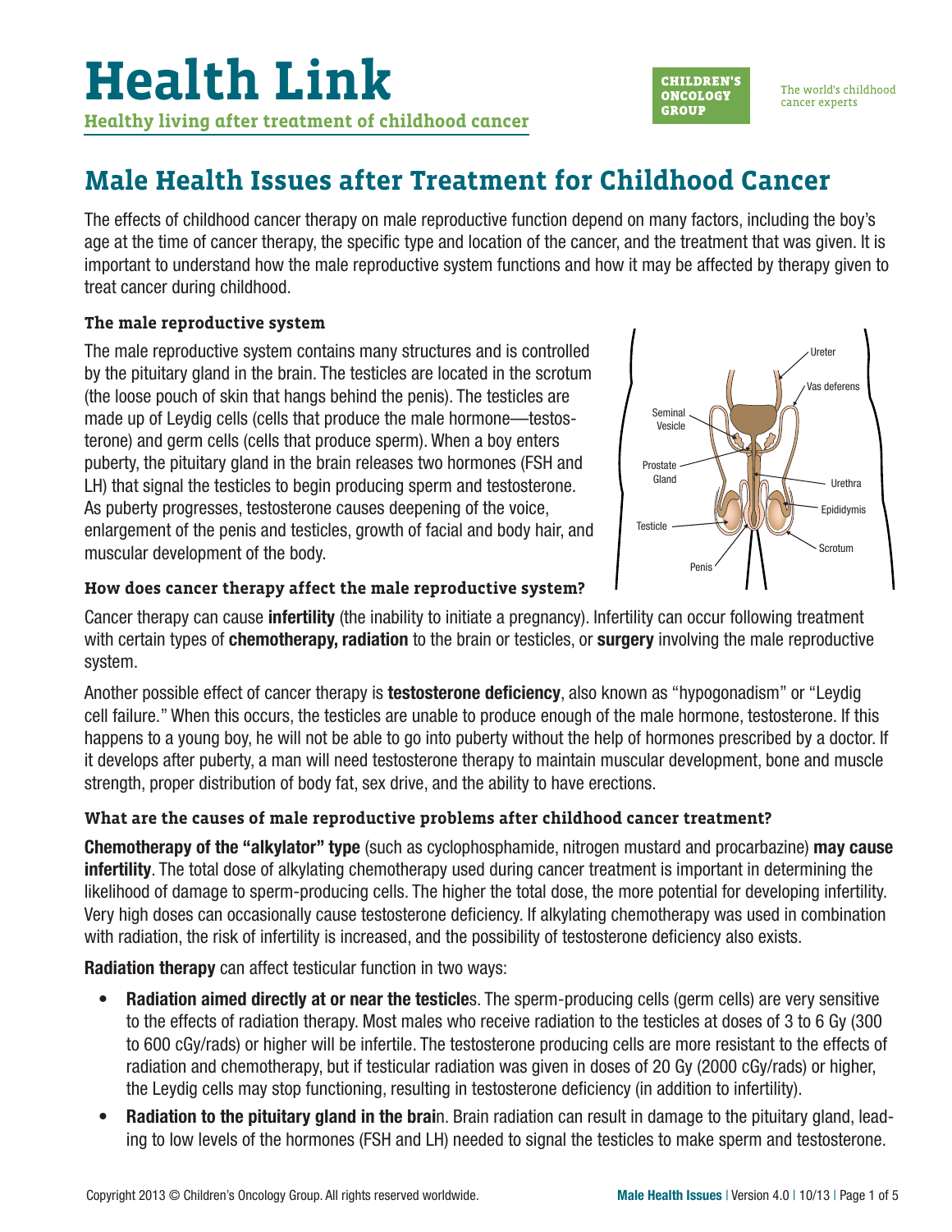# Health Link

**Healthy living after treatment of childhood cancer**

CHILDREN'S ONCOLOGY GROUP

The world's childhood cancer experts

## Male Health Issues after Treatment for Childhood Cancer

The effects of childhood cancer therapy on male reproductive function depend on many factors, including the boy's age at the time of cancer therapy, the specific type and location of the cancer, and the treatment that was given. It is important to understand how the male reproductive system functions and how it may be affected by therapy given to treat cancer during childhood.

### The male reproductive system

The male reproductive system contains many structures and is controlled by the pituitary gland in the brain. The testicles are located in the scrotum (the loose pouch of skin that hangs behind the penis). The testicles are made up of Leydig cells (cells that produce the male hormone—testosterone) and germ cells (cells that produce sperm). When a boy enters puberty, the pituitary gland in the brain releases two hormones (FSH and LH) that signal the testicles to begin producing sperm and testosterone. As puberty progresses, testosterone causes deepening of the voice, enlargement of the penis and testicles, growth of facial and body hair, and muscular development of the body.

Ureter, Vas deferens, Seminal Vesicle, Prostate Gland, Urethra, Epididymis, Testicle, Scrotum, Penis

### How does cancer therapy affect the male reproductive system?

Cancer therapy can cause **infertility** (the inability to initiate a pregnancy). Infertility can occur following treatment with certain types of **chemotherapy, radiation** to the brain or testicles, or **surgery** involving the male reproductive system.

Another possible effect of cancer therapy is **testosterone deficiency**, also known as "hypogonadism" or "Leydig cell failure." When this occurs, the testicles are unable to produce enough of the male hormone, testosterone. If this happens to a young boy, he will not be able to go into puberty without the help of hormones prescribed by a doctor. If it develops after puberty, a man will need testosterone therapy to maintain muscular development, bone and muscle strength, proper distribution of body fat, sex drive, and the ability to have erections.

### What are the causes of male reproductive problems after childhood cancer treatment?

**Chemotherapy of the "alkylator" type** (such as cyclophosphamide, nitrogen mustard and procarbazine) **may cause infertility**. The total dose of alkylating chemotherapy used during cancer treatment is important in determining the likelihood of damage to sperm-producing cells. The higher the total dose, the more potential for developing infertility. Very high doses can occasionally cause testosterone deficiency. If alkylating chemotherapy was used in combination with radiation, the risk of infertility is increased, and the possibility of testosterone deficiency also exists.

**Radiation therapy** can affect testicular function in two ways:

- **Radiation aimed directly at or near the testicles**. The sperm-producing cells (germ cells) are very sensitive to the effects of radiation therapy. Most males who receive radiation to the testicles at doses of 3 to 6 Gy (300 to 600 cGy/rads) or higher will be infertile. The testosterone producing cells are more resistant to the effects of radiation and chemotherapy, but if testicular radiation was given in doses of 20 Gy (2000 cGy/rads) or higher, the Leydig cells may stop functioning, resulting in testosterone deficiency (in addition to infertility).
- **Radiation to the pituitary gland in the brain**. Brain radiation can result in damage to the pituitary gland, leading to low levels of the hormones (FSH and LH) needed to signal the testicles to make sperm and testosterone.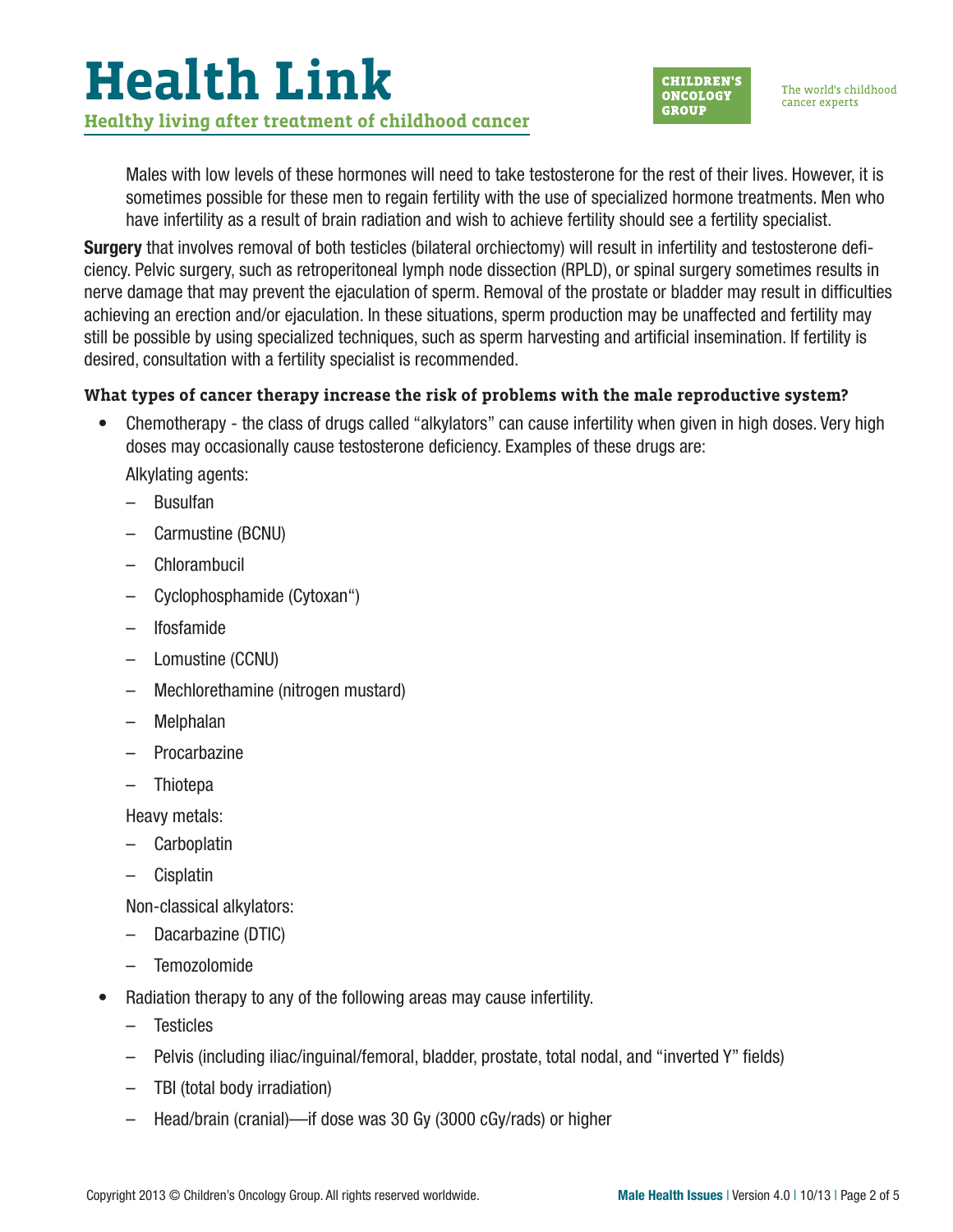Males with low levels of these hormones will need to take testosterone for the rest of their lives. However, it is sometimes possible for these men to regain fertility with the use of specialized hormone treatments. Men who have infertility as a result of brain radiation and wish to achieve fertility should see a fertility specialist.

**Surgery** that involves removal of both testicles (bilateral orchiectomy) will result in infertility and testosterone deficiency. Pelvic surgery, such as retroperitoneal lymph node dissection (RPLD), or spinal surgery sometimes results in nerve damage that may prevent the ejaculation of sperm. Removal of the prostate or bladder may result in difficulties achieving an erection and/or ejaculation. In these situations, sperm production may be unaffected and fertility may still be possible by using specialized techniques, such as sperm harvesting and artificial insemination. If fertility is desired, consultation with a fertility specialist is recommended.

### What types of cancer therapy increase the risk of problems with the male reproductive system?

- Chemotherapy - the class of drugs called "alkylators" can cause infertility when given in high doses. Very high doses may occasionally cause testosterone deficiency. Examples of these drugs are:

  Alkylating agents:
  - Busulfan
  - Carmustine (BCNU)
  - Chlorambucil
  - Cyclophosphamide (Cytoxan")
  - Ifosfamide
  - Lomustine (CCNU)
  - Mechlorethamine (nitrogen mustard)
  - Melphalan
  - Procarbazine
  - Thiotepa

  Heavy metals:
  - Carboplatin
  - Cisplatin

  Non-classical alkylators:
  - Dacarbazine (DTIC)
  - Temozolomide

- Radiation therapy to any of the following areas may cause infertility.
  - Testicles
  - Pelvis (including iliac/inguinal/femoral, bladder, prostate, total nodal, and "inverted Y" fields)
  - TBI (total body irradiation)
  - Head/brain (cranial)—if dose was 30 Gy (3000 cGy/rads) or higher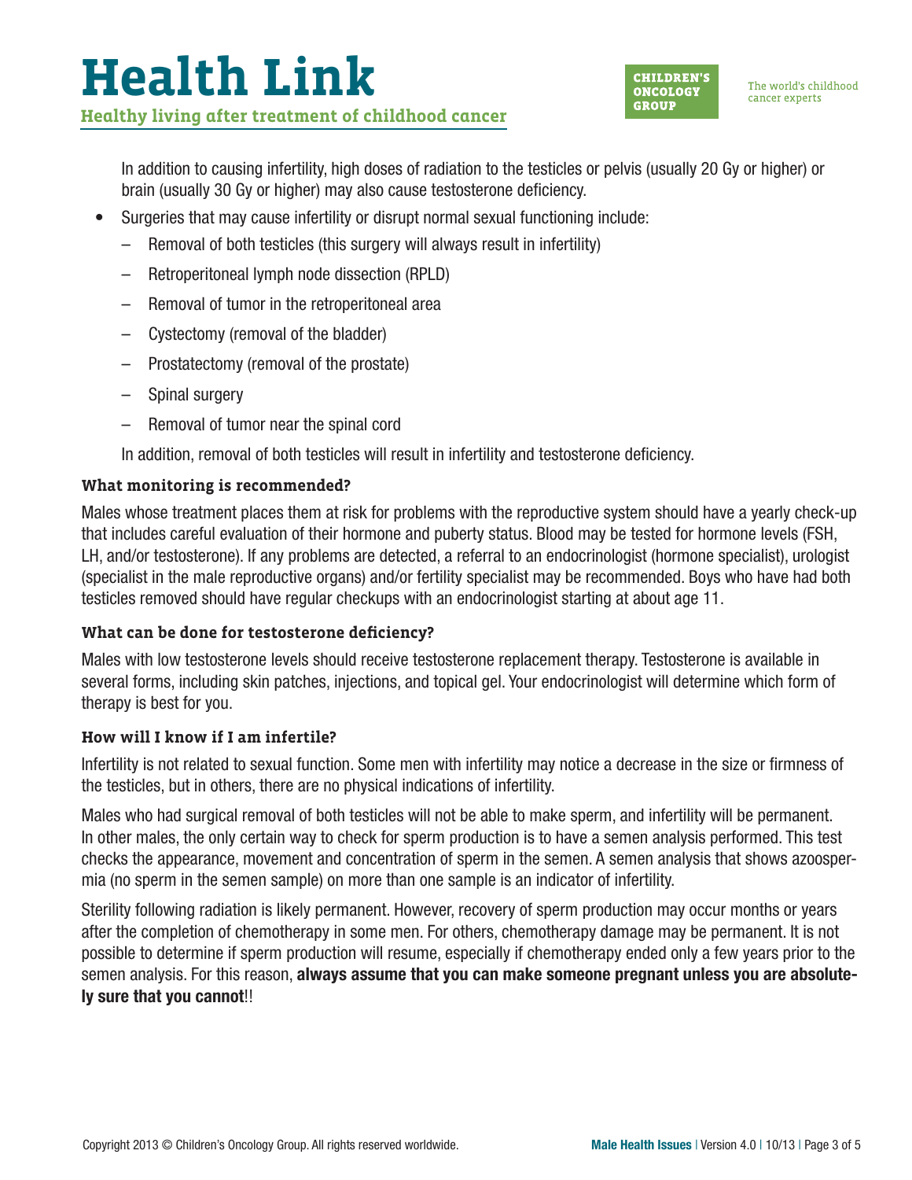In addition to causing infertility, high doses of radiation to the testicles or pelvis (usually 20 Gy or higher) or brain (usually 30 Gy or higher) may also cause testosterone deficiency.

- Surgeries that may cause infertility or disrupt normal sexual functioning include:
  - Removal of both testicles (this surgery will always result in infertility)
  - Retroperitoneal lymph node dissection (RPLD)
  - Removal of tumor in the retroperitoneal area
  - Cystectomy (removal of the bladder)
  - Prostatectomy (removal of the prostate)
  - Spinal surgery
  - Removal of tumor near the spinal cord

  In addition, removal of both testicles will result in infertility and testosterone deficiency.

### What monitoring is recommended?

Males whose treatment places them at risk for problems with the reproductive system should have a yearly check-up that includes careful evaluation of their hormone and puberty status. Blood may be tested for hormone levels (FSH, LH, and/or testosterone). If any problems are detected, a referral to an endocrinologist (hormone specialist), urologist (specialist in the male reproductive organs) and/or fertility specialist may be recommended. Boys who have had both testicles removed should have regular checkups with an endocrinologist starting at about age 11.

### What can be done for testosterone deficiency?

Males with low testosterone levels should receive testosterone replacement therapy. Testosterone is available in several forms, including skin patches, injections, and topical gel. Your endocrinologist will determine which form of therapy is best for you.

### How will I know if I am infertile?

Infertility is not related to sexual function. Some men with infertility may notice a decrease in the size or firmness of the testicles, but in others, there are no physical indications of infertility.

Males who had surgical removal of both testicles will not be able to make sperm, and infertility will be permanent. In other males, the only certain way to check for sperm production is to have a semen analysis performed. This test checks the appearance, movement and concentration of sperm in the semen. A semen analysis that shows azoospermia (no sperm in the semen sample) on more than one sample is an indicator of infertility.

Sterility following radiation is likely permanent. However, recovery of sperm production may occur months or years after the completion of chemotherapy in some men. For others, chemotherapy damage may be permanent. It is not possible to determine if sperm production will resume, especially if chemotherapy ended only a few years prior to the semen analysis. For this reason, **always assume that you can make someone pregnant unless you are absolutely sure that you cannot**!!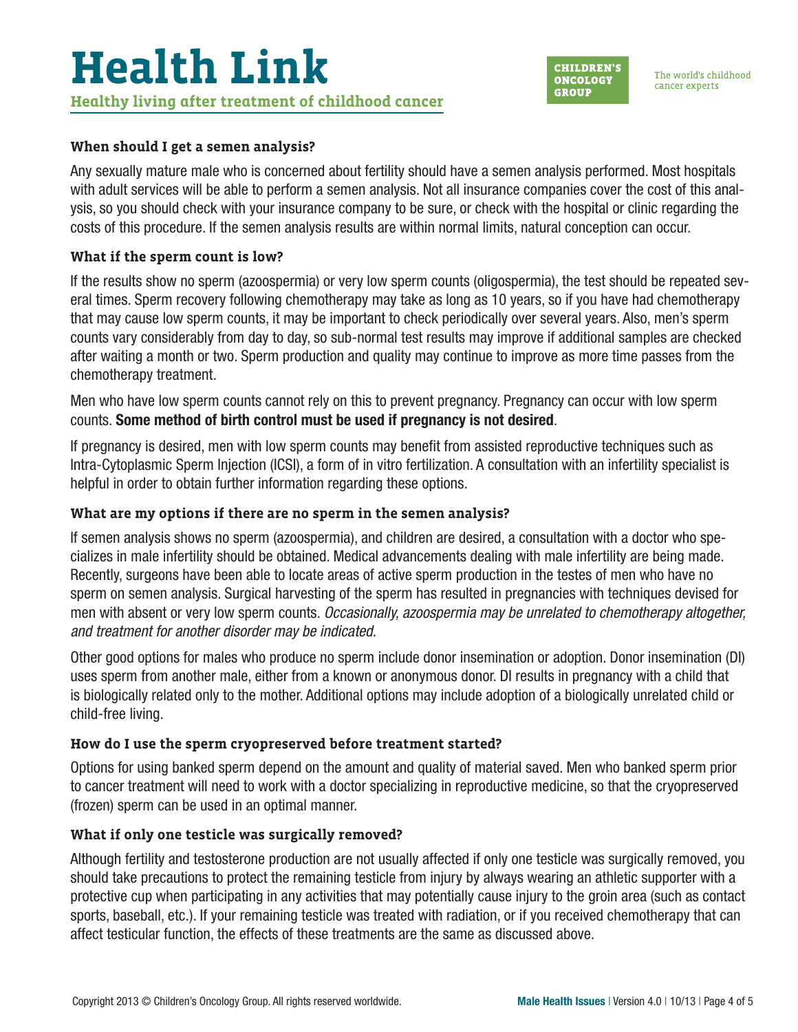### When should I get a semen analysis?

Any sexually mature male who is concerned about fertility should have a semen analysis performed. Most hospitals with adult services will be able to perform a semen analysis. Not all insurance companies cover the cost of this analysis, so you should check with your insurance company to be sure, or check with the hospital or clinic regarding the costs of this procedure. If the semen analysis results are within normal limits, natural conception can occur.

### What if the sperm count is low?

If the results show no sperm (azoospermia) or very low sperm counts (oligospermia), the test should be repeated several times. Sperm recovery following chemotherapy may take as long as 10 years, so if you have had chemotherapy that may cause low sperm counts, it may be important to check periodically over several years. Also, men's sperm counts vary considerably from day to day, so sub-normal test results may improve if additional samples are checked after waiting a month or two. Sperm production and quality may continue to improve as more time passes from the chemotherapy treatment.

Men who have low sperm counts cannot rely on this to prevent pregnancy. Pregnancy can occur with low sperm counts. **Some method of birth control must be used if pregnancy is not desired**.

If pregnancy is desired, men with low sperm counts may benefit from assisted reproductive techniques such as Intra-Cytoplasmic Sperm Injection (ICSI), a form of in vitro fertilization. A consultation with an infertility specialist is helpful in order to obtain further information regarding these options.

### What are my options if there are no sperm in the semen analysis?

If semen analysis shows no sperm (azoospermia), and children are desired, a consultation with a doctor who specializes in male infertility should be obtained. Medical advancements dealing with male infertility are being made. Recently, surgeons have been able to locate areas of active sperm production in the testes of men who have no sperm on semen analysis. Surgical harvesting of the sperm has resulted in pregnancies with techniques devised for men with absent or very low sperm counts. *Occasionally, azoospermia may be unrelated to chemotherapy altogether, and treatment for another disorder may be indicated.*

Other good options for males who produce no sperm include donor insemination or adoption. Donor insemination (DI) uses sperm from another male, either from a known or anonymous donor. DI results in pregnancy with a child that is biologically related only to the mother. Additional options may include adoption of a biologically unrelated child or child-free living.

### How do I use the sperm cryopreserved before treatment started?

Options for using banked sperm depend on the amount and quality of material saved. Men who banked sperm prior to cancer treatment will need to work with a doctor specializing in reproductive medicine, so that the cryopreserved (frozen) sperm can be used in an optimal manner.

### What if only one testicle was surgically removed?

Although fertility and testosterone production are not usually affected if only one testicle was surgically removed, you should take precautions to protect the remaining testicle from injury by always wearing an athletic supporter with a protective cup when participating in any activities that may potentially cause injury to the groin area (such as contact sports, baseball, etc.). If your remaining testicle was treated with radiation, or if you received chemotherapy that can affect testicular function, the effects of these treatments are the same as discussed above.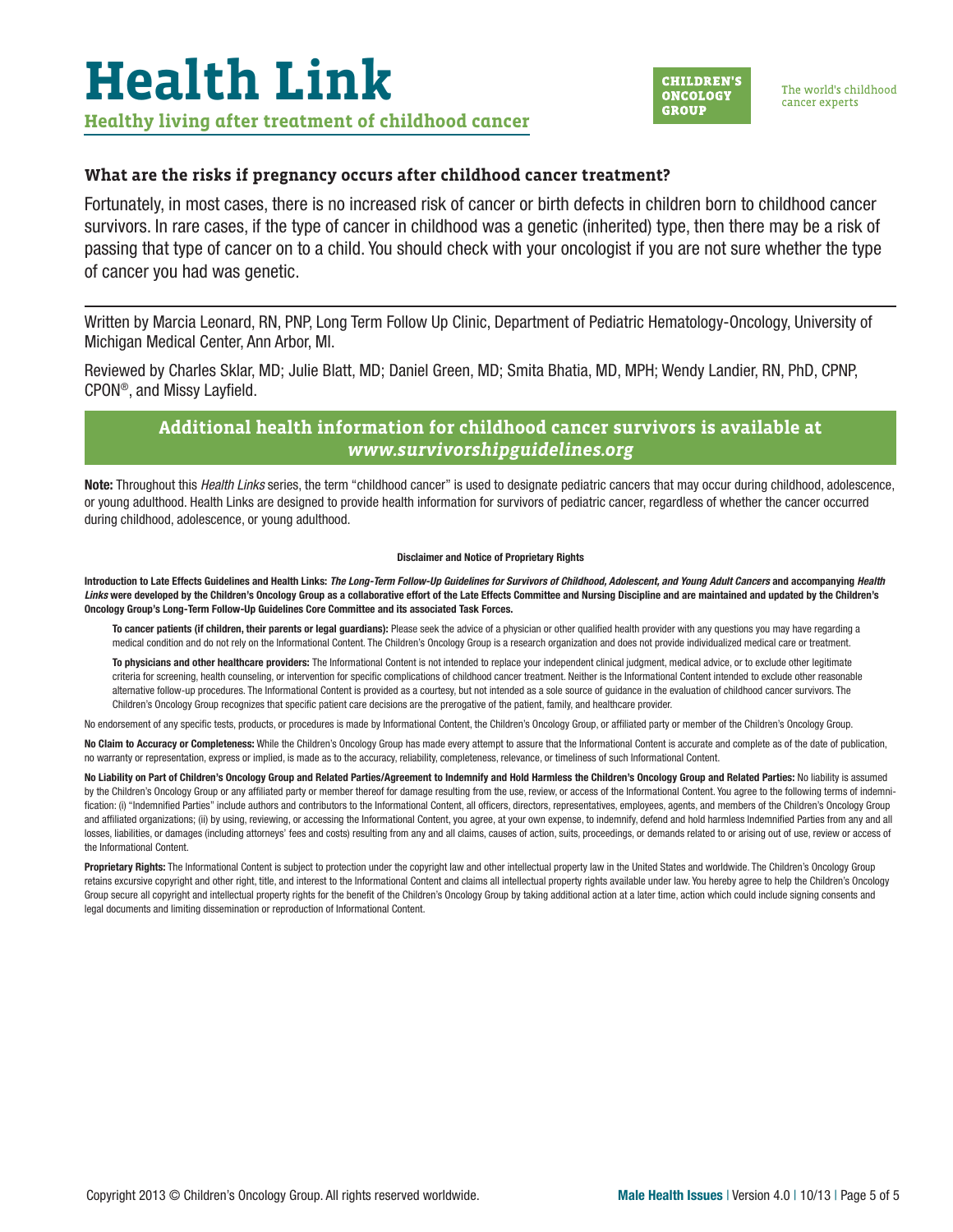### What are the risks if pregnancy occurs after childhood cancer treatment?

Fortunately, in most cases, there is no increased risk of cancer or birth defects in children born to childhood cancer survivors. In rare cases, if the type of cancer in childhood was a genetic (inherited) type, then there may be a risk of passing that type of cancer on to a child. You should check with your oncologist if you are not sure whether the type of cancer you had was genetic.

---

Written by Marcia Leonard, RN, PNP, Long Term Follow Up Clinic, Department of Pediatric Hematology-Oncology, University of Michigan Medical Center, Ann Arbor, MI.

Reviewed by Charles Sklar, MD; Julie Blatt, MD; Daniel Green, MD; Smita Bhatia, MD, MPH; Wendy Landier, RN, PhD, CPNP, CPON®, and Missy Layfield.

**Additional health information for childhood cancer survivors is available at *www.survivorshipguidelines.org***

**Note:** Throughout this *Health Links* series, the term "childhood cancer" is used to designate pediatric cancers that may occur during childhood, adolescence, or young adulthood. Health Links are designed to provide health information for survivors of pediatric cancer, regardless of whether the cancer occurred during childhood, adolescence, or young adulthood.

**Disclaimer and Notice of Proprietary Rights**

**Introduction to Late Effects Guidelines and Health Links: *The Long-Term Follow-Up Guidelines for Survivors of Childhood, Adolescent, and Young Adult Cancers* and accompanying *Health Links* were developed by the Children's Oncology Group as a collaborative effort of the Late Effects Committee and Nursing Discipline and are maintained and updated by the Children's Oncology Group's Long-Term Follow-Up Guidelines Core Committee and its associated Task Forces.**

**To cancer patients (if children, their parents or legal guardians):** Please seek the advice of a physician or other qualified health provider with any questions you may have regarding a medical condition and do not rely on the Informational Content. The Children's Oncology Group is a research organization and does not provide individualized medical care or treatment.

**To physicians and other healthcare providers:** The Informational Content is not intended to replace your independent clinical judgment, medical advice, or to exclude other legitimate criteria for screening, health counseling, or intervention for specific complications of childhood cancer treatment. Neither is the Informational Content intended to exclude other reasonable alternative follow-up procedures. The Informational Content is provided as a courtesy, but not intended as a sole source of guidance in the evaluation of childhood cancer survivors. The Children's Oncology Group recognizes that specific patient care decisions are the prerogative of the patient, family, and healthcare provider.

No endorsement of any specific tests, products, or procedures is made by Informational Content, the Children's Oncology Group, or affiliated party or member of the Children's Oncology Group.

**No Claim to Accuracy or Completeness:** While the Children's Oncology Group has made every attempt to assure that the Informational Content is accurate and complete as of the date of publication, no warranty or representation, express or implied, is made as to the accuracy, reliability, completeness, relevance, or timeliness of such Informational Content.

**No Liability on Part of Children's Oncology Group and Related Parties/Agreement to Indemnify and Hold Harmless the Children's Oncology Group and Related Parties:** No liability is assumed by the Children's Oncology Group or any affiliated party or member thereof for damage resulting from the use, review, or access of the Informational Content. You agree to the following terms of indemnification: (i) "Indemnified Parties" include authors and contributors to the Informational Content, all officers, directors, representatives, employees, agents, and members of the Children's Oncology Group and affiliated organizations; (ii) by using, reviewing, or accessing the Informational Content, you agree, at your own expense, to indemnify, defend and hold harmless Indemnified Parties from any and all losses, liabilities, or damages (including attorneys' fees and costs) resulting from any and all claims, causes of action, suits, proceedings, or demands related to or arising out of use, review or access of the Informational Content.

**Proprietary Rights:** The Informational Content is subject to protection under the copyright law and other intellectual property law in the United States and worldwide. The Children's Oncology Group retains excursive copyright and other right, title, and interest to the Informational Content and claims all intellectual property rights available under law. You hereby agree to help the Children's Oncology Group secure all copyright and intellectual property rights for the benefit of the Children's Oncology Group by taking additional action at a later time, action which could include signing consents and legal documents and limiting dissemination or reproduction of Informational Content.

Copyright 2013 © Children's Oncology Group. All rights reserved worldwide.